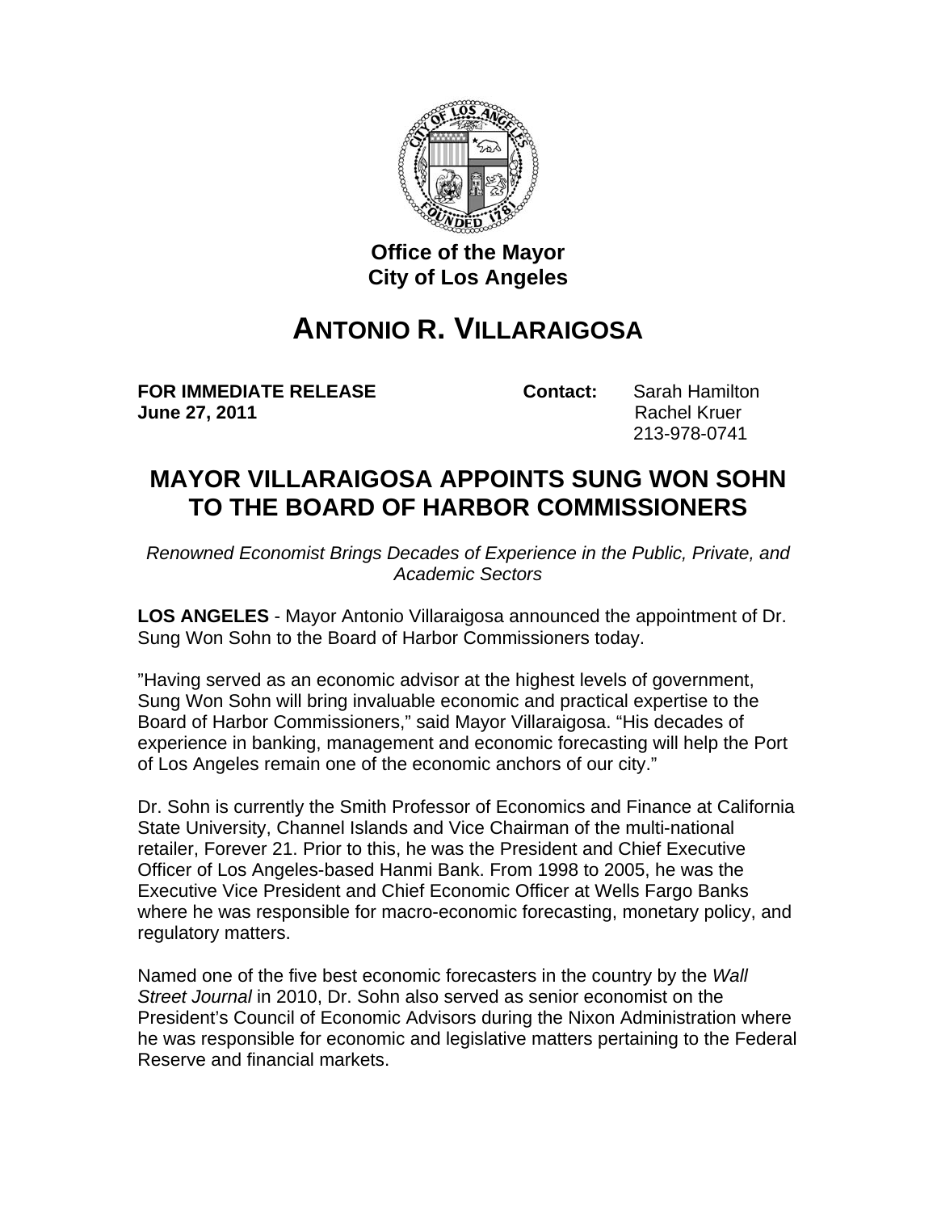**Office of the Mayor**
**City of Los Angeles**

# ANTONIO R. VILLARAIGOSA

**FOR IMMEDIATE RELEASE**
**June 27, 2011**

**Contact:** Sarah Hamilton
Rachel Kruer
213-978-0741

## MAYOR VILLARAIGOSA APPOINTS SUNG WON SOHN TO THE BOARD OF HARBOR COMMISSIONERS

*Renowned Economist Brings Decades of Experience in the Public, Private, and Academic Sectors*

**LOS ANGELES** - Mayor Antonio Villaraigosa announced the appointment of Dr. Sung Won Sohn to the Board of Harbor Commissioners today.

"Having served as an economic advisor at the highest levels of government, Sung Won Sohn will bring invaluable economic and practical expertise to the Board of Harbor Commissioners," said Mayor Villaraigosa. "His decades of experience in banking, management and economic forecasting will help the Port of Los Angeles remain one of the economic anchors of our city."

Dr. Sohn is currently the Smith Professor of Economics and Finance at California State University, Channel Islands and Vice Chairman of the multi-national retailer, Forever 21. Prior to this, he was the President and Chief Executive Officer of Los Angeles-based Hanmi Bank. From 1998 to 2005, he was the Executive Vice President and Chief Economic Officer at Wells Fargo Banks where he was responsible for macro-economic forecasting, monetary policy, and regulatory matters.

Named one of the five best economic forecasters in the country by the *Wall Street Journal* in 2010, Dr. Sohn also served as senior economist on the President's Council of Economic Advisors during the Nixon Administration where he was responsible for economic and legislative matters pertaining to the Federal Reserve and financial markets.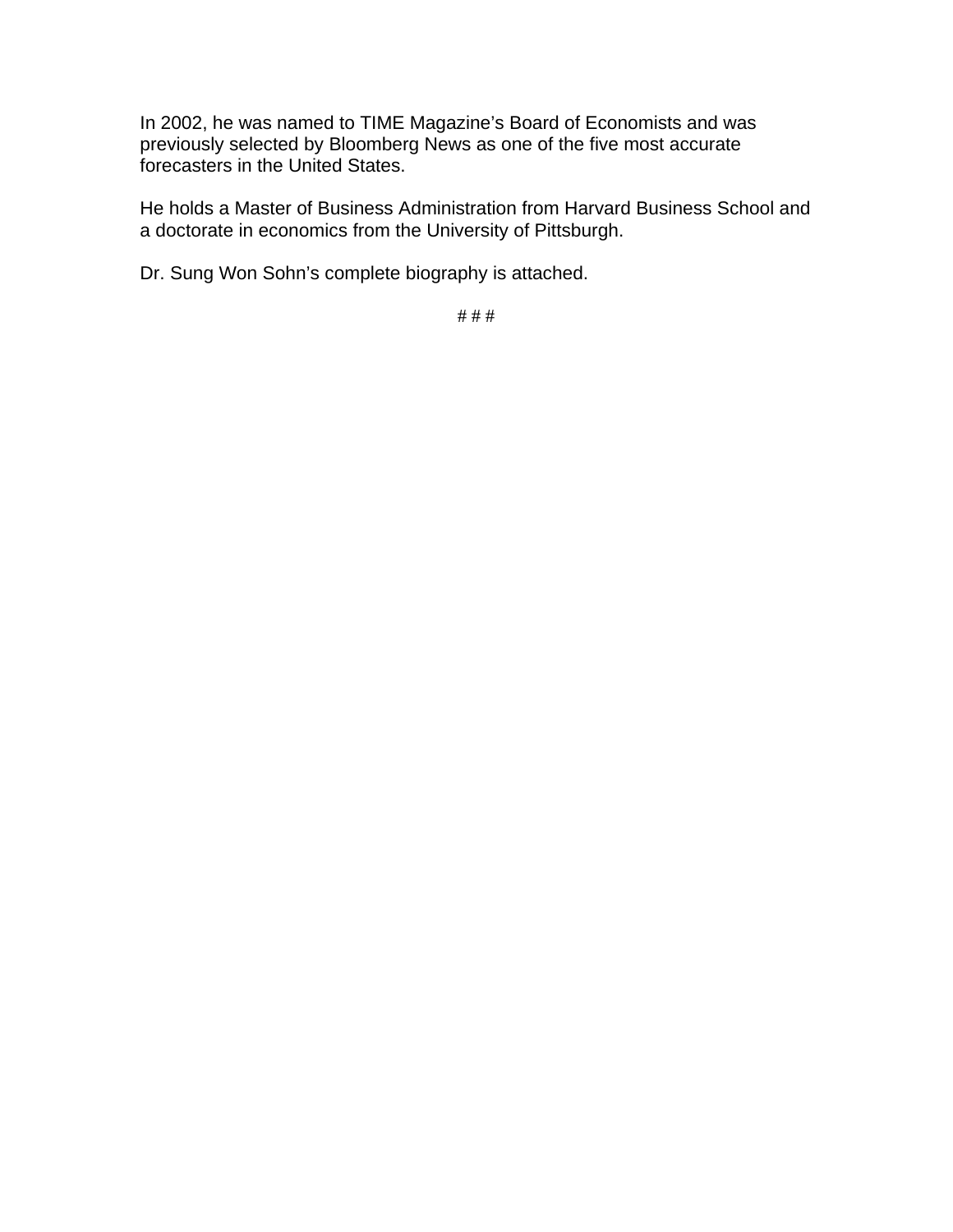In 2002, he was named to TIME Magazine's Board of Economists and was previously selected by Bloomberg News as one of the five most accurate forecasters in the United States.

He holds a Master of Business Administration from Harvard Business School and a doctorate in economics from the University of Pittsburgh.

Dr. Sung Won Sohn's complete biography is attached.

# # #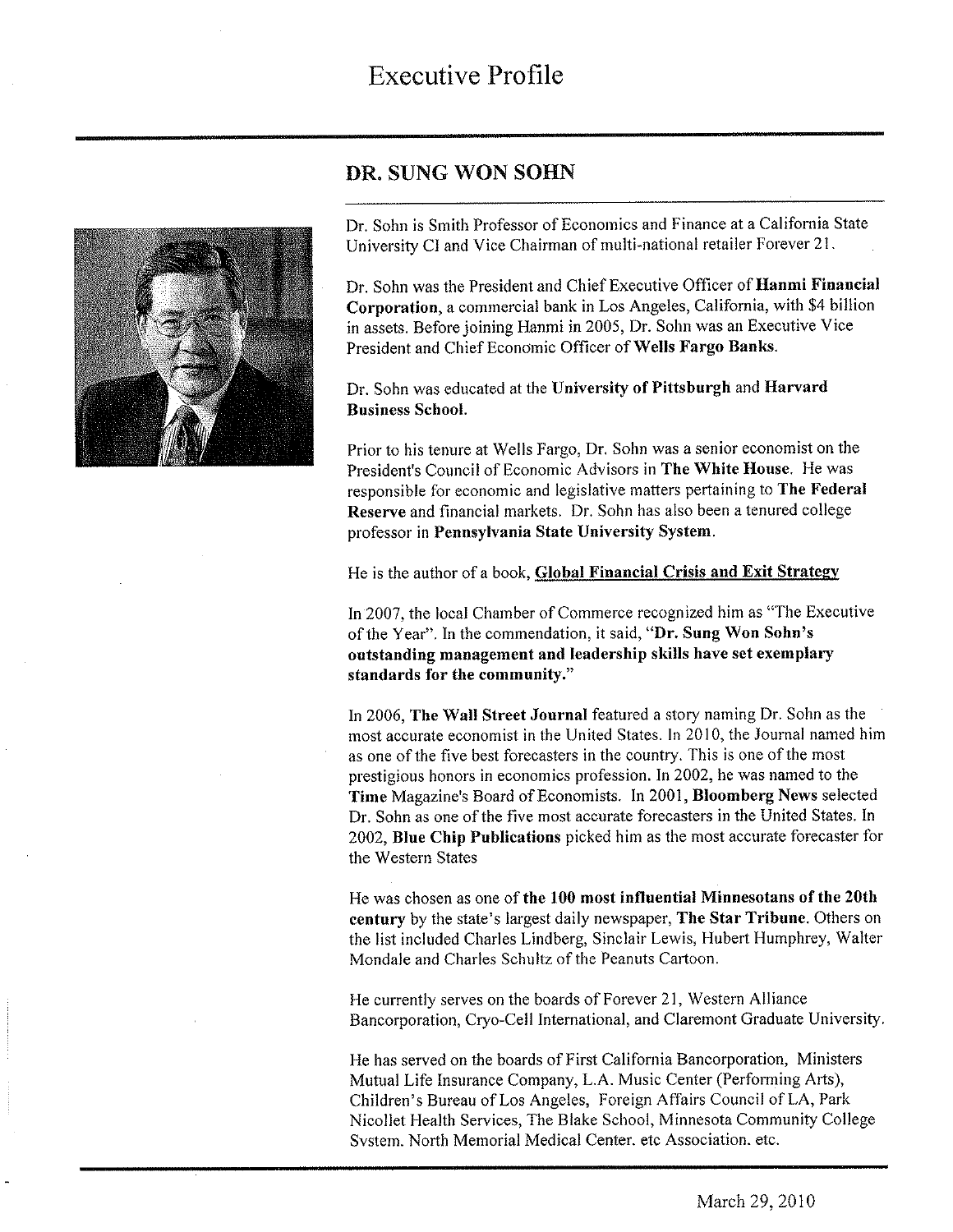# Executive Profile

## DR. SUNG WON SOHN

Dr. Sohn is Smith Professor of Economics and Finance at a California State University CI and Vice Chairman of multi-national retailer Forever 21.

Dr. Sohn was the President and Chief Executive Officer of **Hanmi Financial Corporation**, a commercial bank in Los Angeles, California, with $4 billion in assets. Before joining Hanmi in 2005, Dr. Sohn was an Executive Vice President and Chief Economic Officer of **Wells Fargo Banks**.

Dr. Sohn was educated at the **University of Pittsburgh** and **Harvard Business School.**

Prior to his tenure at Wells Fargo, Dr. Sohn was a senior economist on the President's Council of Economic Advisors in **The White House**. He was responsible for economic and legislative matters pertaining to **The Federal Reserve** and financial markets. Dr. Sohn has also been a tenured college professor in **Pennsylvania State University System**.

He is the author of a book, **Global Financial Crisis and Exit Strategy**

In 2007, the local Chamber of Commerce recognized him as "The Executive of the Year". In the commendation, it said, "**Dr. Sung Won Sohn's outstanding management and leadership skills have set exemplary standards for the community.**"

In 2006, **The Wall Street Journal** featured a story naming Dr. Sohn as the most accurate economist in the United States. In 2010, the Journal named him as one of the five best forecasters in the country. This is one of the most prestigious honors in economics profession. In 2002, he was named to the **Time** Magazine's Board of Economists. In 2001, **Bloomberg News** selected Dr. Sohn as one of the five most accurate forecasters in the United States. In 2002, **Blue Chip Publications** picked him as the most accurate forecaster for the Western States

He was chosen as one of **the 100 most influential Minnesotans of the 20th century** by the state's largest daily newspaper, **The Star Tribune**. Others on the list included Charles Lindberg, Sinclair Lewis, Hubert Humphrey, Walter Mondale and Charles Schultz of the Peanuts Cartoon.

He currently serves on the boards of Forever 21, Western Alliance Bancorporation, Cryo-Cell International, and Claremont Graduate University.

He has served on the boards of First California Bancorporation, Ministers Mutual Life Insurance Company, L.A. Music Center (Performing Arts), Children's Bureau of Los Angeles, Foreign Affairs Council of LA, Park Nicollet Health Services, The Blake School, Minnesota Community College System, North Memorial Medical Center, etc Association, etc.

March 29, 2010